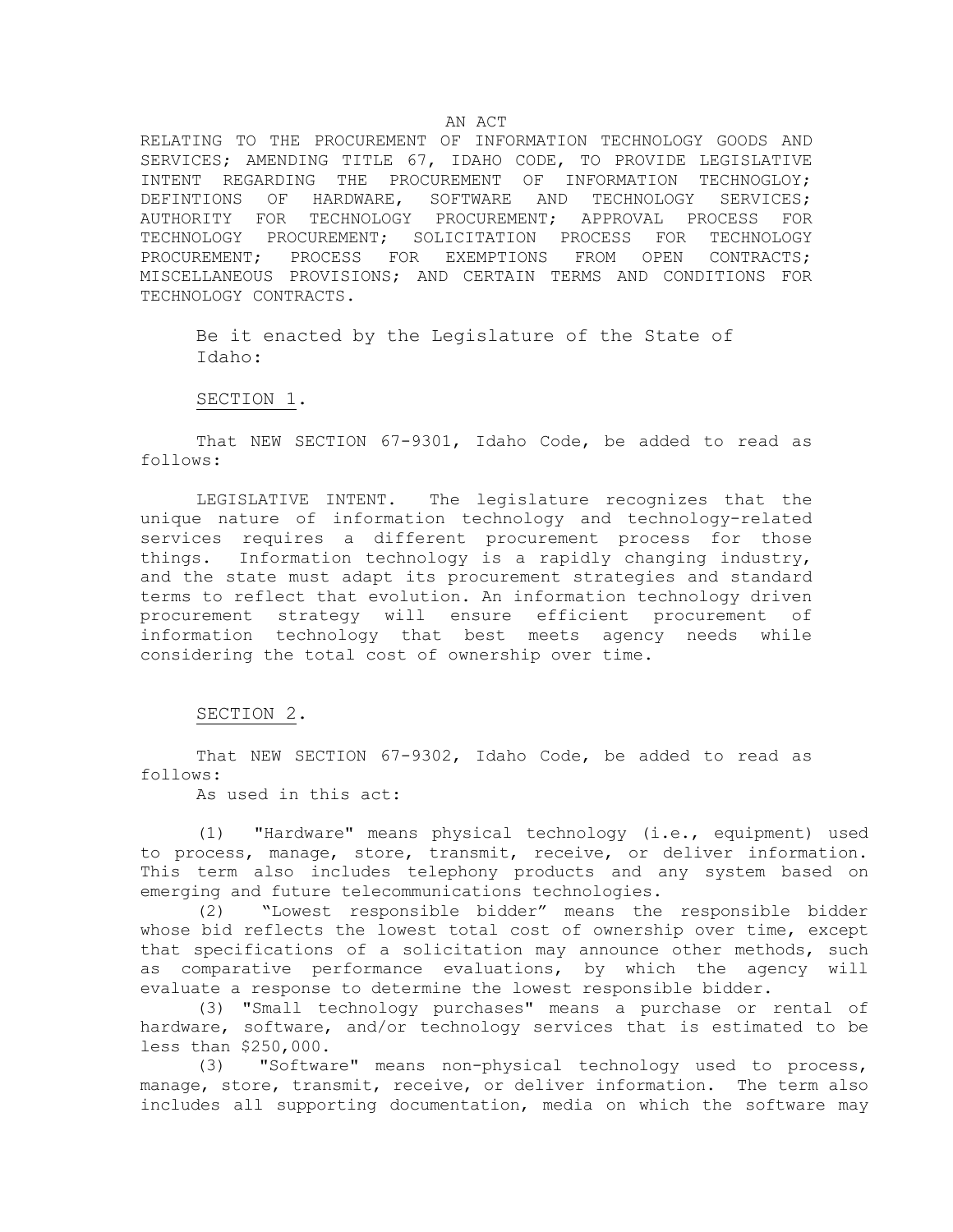AN ACT

RELATING TO THE PROCUREMENT OF INFORMATION TECHNOLOGY GOODS AND SERVICES; AMENDING TITLE 67, IDAHO CODE, TO PROVIDE LEGISLATIVE INTENT REGARDING THE PROCUREMENT OF INFORMATION TECHNOGLOY; DEFINTIONS OF HARDWARE, SOFTWARE AND TECHNOLOGY SERVICES; AUTHORITY FOR TECHNOLOGY PROCUREMENT; APPROVAL PROCESS FOR TECHNOLOGY PROCUREMENT; SOLICITATION PROCESS FOR TECHNOLOGY PROCUREMENT; PROCESS FOR EXEMPTIONS FROM OPEN CONTRACTS; MISCELLANEOUS PROVISIONS; AND CERTAIN TERMS AND CONDITIONS FOR TECHNOLOGY CONTRACTS.

Be it enacted by the Legislature of the State of Idaho:

SECTION 1.

That NEW SECTION 67-9301, Idaho Code, be added to read as follows:

LEGISLATIVE INTENT. The legislature recognizes that the unique nature of information technology and technology-related services requires a different procurement process for those things. Information technology is a rapidly changing industry, and the state must adapt its procurement strategies and standard terms to reflect that evolution. An information technology driven procurement strategy will ensure efficient procurement of information technology that best meets agency needs while considering the total cost of ownership over time.

SECTION 2.

That NEW SECTION 67-9302, Idaho Code, be added to read as follows:

As used in this act:

(1) "Hardware" means physical technology (i.e., equipment) used to process, manage, store, transmit, receive, or deliver information. This term also includes telephony products and any system based on emerging and future telecommunications technologies.

(2) "Lowest responsible bidder" means the responsible bidder whose bid reflects the lowest total cost of ownership over time, except that specifications of a solicitation may announce other methods, such as comparative performance evaluations, by which the agency will evaluate a response to determine the lowest responsible bidder.

(3) "Small technology purchases" means a purchase or rental of hardware, software, and/or technology services that is estimated to be less than $250,000.

(3) "Software" means non-physical technology used to process, manage, store, transmit, receive, or deliver information. The term also includes all supporting documentation, media on which the software may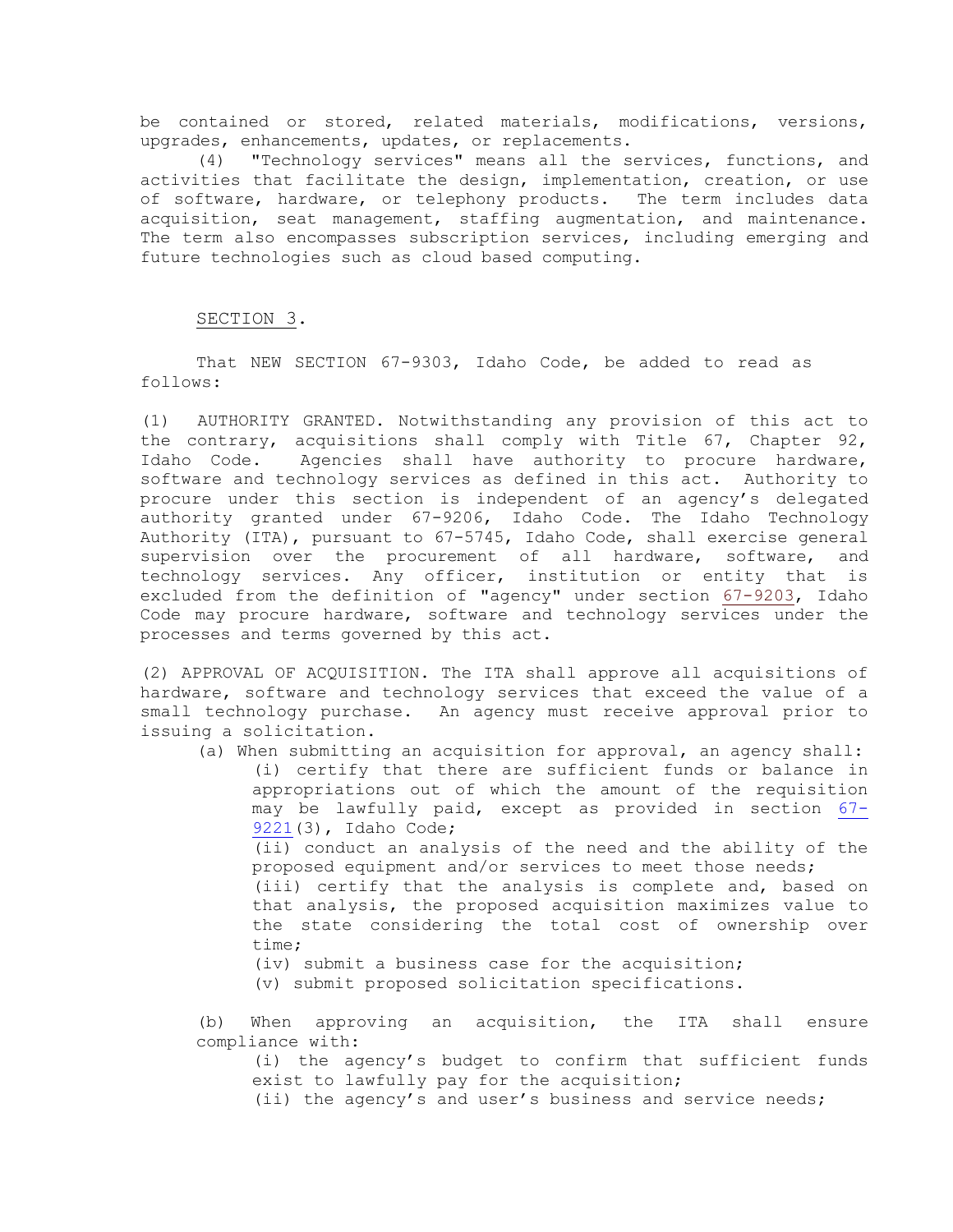be contained or stored, related materials, modifications, versions, upgrades, enhancements, updates, or replacements.

(4) "Technology services" means all the services, functions, and activities that facilitate the design, implementation, creation, or use of software, hardware, or telephony products. The term includes data acquisition, seat management, staffing augmentation, and maintenance. The term also encompasses subscription services, including emerging and future technologies such as cloud based computing.

SECTION 3.

That NEW SECTION 67-9303, Idaho Code, be added to read as follows:

(1) AUTHORITY GRANTED. Notwithstanding any provision of this act to the contrary, acquisitions shall comply with Title 67, Chapter 92, Idaho Code. Agencies shall have authority to procure hardware, software and technology services as defined in this act. Authority to procure under this section is independent of an agency's delegated authority granted under 67-9206, Idaho Code. The Idaho Technology Authority (ITA), pursuant to 67-5745, Idaho Code, shall exercise general supervision over the procurement of all hardware, software, and technology services. Any officer, institution or entity that is excluded from the definition of "agency" under section 67-9203, Idaho Code may procure hardware, software and technology services under the processes and terms governed by this act.

(2) APPROVAL OF ACQUISITION. The ITA shall approve all acquisitions of hardware, software and technology services that exceed the value of a small technology purchase. An agency must receive approval prior to issuing a solicitation.

(a) When submitting an acquisition for approval, an agency shall:

(i) certify that there are sufficient funds or balance in appropriations out of which the amount of the requisition may be lawfully paid, except as provided in section 67-9221(3), Idaho Code;

(ii) conduct an analysis of the need and the ability of the proposed equipment and/or services to meet those needs;

(iii) certify that the analysis is complete and, based on that analysis, the proposed acquisition maximizes value to the state considering the total cost of ownership over time;

(iv) submit a business case for the acquisition;

(v) submit proposed solicitation specifications.

(b) When approving an acquisition, the ITA shall ensure compliance with:

(i) the agency's budget to confirm that sufficient funds exist to lawfully pay for the acquisition;

(ii) the agency's and user's business and service needs;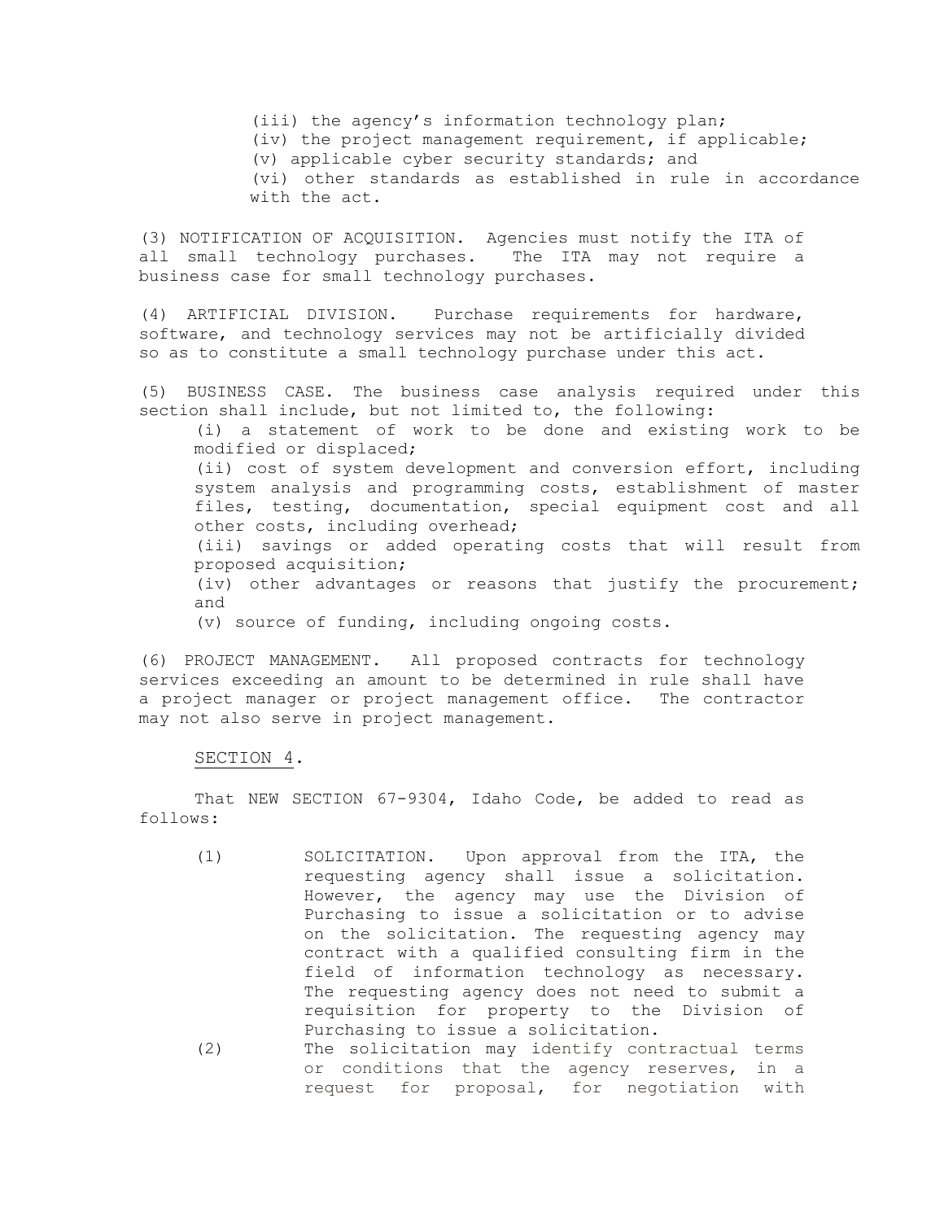(iii) the agency's information technology plan;
(iv) the project management requirement, if applicable;
(v) applicable cyber security standards; and
(vi) other standards as established in rule in accordance with the act.

(3) NOTIFICATION OF ACQUISITION. Agencies must notify the ITA of all small technology purchases. The ITA may not require a business case for small technology purchases.

(4) ARTIFICIAL DIVISION. Purchase requirements for hardware, software, and technology services may not be artificially divided so as to constitute a small technology purchase under this act.

(5) BUSINESS CASE. The business case analysis required under this section shall include, but not limited to, the following:

(i) a statement of work to be done and existing work to be modified or displaced;
(ii) cost of system development and conversion effort, including system analysis and programming costs, establishment of master files, testing, documentation, special equipment cost and all other costs, including overhead;
(iii) savings or added operating costs that will result from proposed acquisition;
(iv) other advantages or reasons that justify the procurement; and
(v) source of funding, including ongoing costs.

(6) PROJECT MANAGEMENT. All proposed contracts for technology services exceeding an amount to be determined in rule shall have a project manager or project management office. The contractor may not also serve in project management.

SECTION 4.

That NEW SECTION 67-9304, Idaho Code, be added to read as follows:

(1) SOLICITATION. Upon approval from the ITA, the requesting agency shall issue a solicitation. However, the agency may use the Division of Purchasing to issue a solicitation or to advise on the solicitation. The requesting agency may contract with a qualified consulting firm in the field of information technology as necessary. The requesting agency does not need to submit a requisition for property to the Division of Purchasing to issue a solicitation.

(2) The solicitation may identify contractual terms or conditions that the agency reserves, in a request for proposal, for negotiation with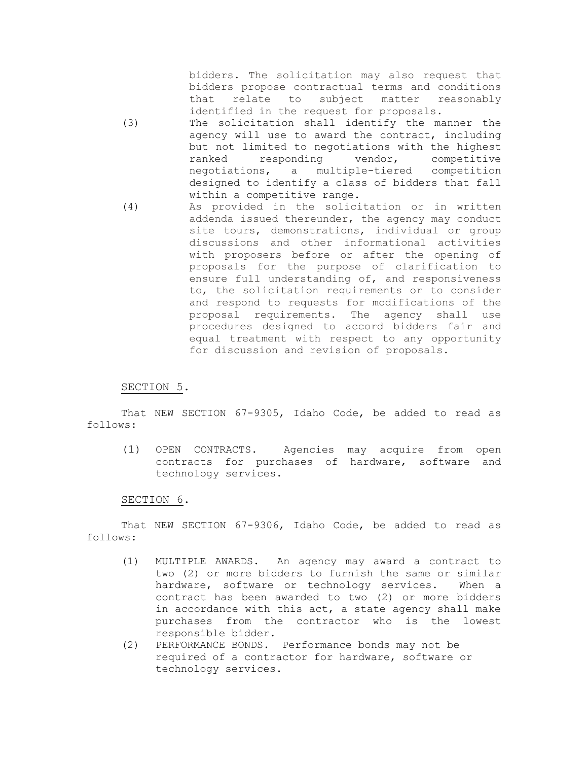bidders. The solicitation may also request that bidders propose contractual terms and conditions that relate to subject matter reasonably identified in the request for proposals.

(3) The solicitation shall identify the manner the agency will use to award the contract, including but not limited to negotiations with the highest ranked responding vendor, competitive negotiations, a multiple-tiered competition designed to identify a class of bidders that fall within a competitive range.

(4) As provided in the solicitation or in written addenda issued thereunder, the agency may conduct site tours, demonstrations, individual or group discussions and other informational activities with proposers before or after the opening of proposals for the purpose of clarification to ensure full understanding of, and responsiveness to, the solicitation requirements or to consider and respond to requests for modifications of the proposal requirements. The agency shall use procedures designed to accord bidders fair and equal treatment with respect to any opportunity for discussion and revision of proposals.

SECTION 5.

That NEW SECTION 67-9305, Idaho Code, be added to read as follows:

(1) OPEN CONTRACTS. Agencies may acquire from open contracts for purchases of hardware, software and technology services.

SECTION 6.

That NEW SECTION 67-9306, Idaho Code, be added to read as follows:

(1) MULTIPLE AWARDS. An agency may award a contract to two (2) or more bidders to furnish the same or similar hardware, software or technology services. When a contract has been awarded to two (2) or more bidders in accordance with this act, a state agency shall make purchases from the contractor who is the lowest responsible bidder.

(2) PERFORMANCE BONDS. Performance bonds may not be required of a contractor for hardware, software or technology services.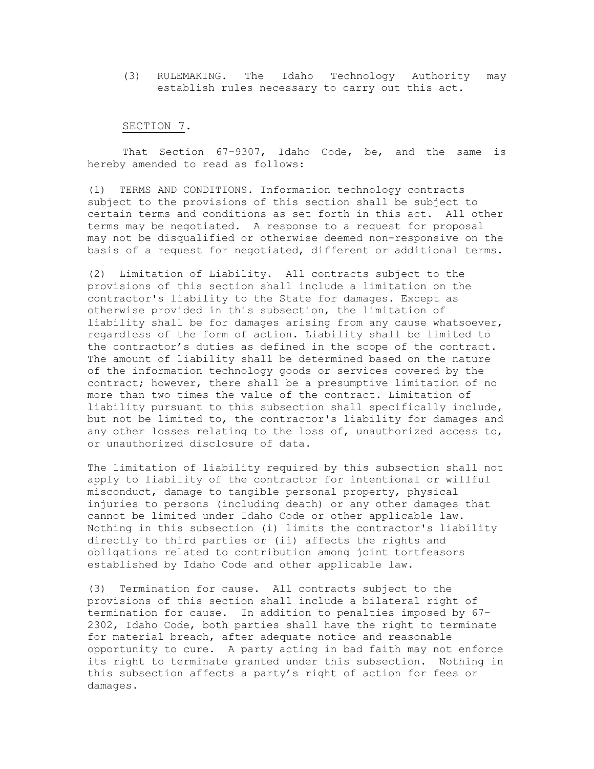(3) RULEMAKING. The Idaho Technology Authority may establish rules necessary to carry out this act.

SECTION 7.

That Section 67-9307, Idaho Code, be, and the same is hereby amended to read as follows:

(1) TERMS AND CONDITIONS. Information technology contracts subject to the provisions of this section shall be subject to certain terms and conditions as set forth in this act. All other terms may be negotiated. A response to a request for proposal may not be disqualified or otherwise deemed non-responsive on the basis of a request for negotiated, different or additional terms.

(2) Limitation of Liability. All contracts subject to the provisions of this section shall include a limitation on the contractor's liability to the State for damages. Except as otherwise provided in this subsection, the limitation of liability shall be for damages arising from any cause whatsoever, regardless of the form of action. Liability shall be limited to the contractor's duties as defined in the scope of the contract. The amount of liability shall be determined based on the nature of the information technology goods or services covered by the contract; however, there shall be a presumptive limitation of no more than two times the value of the contract. Limitation of liability pursuant to this subsection shall specifically include, but not be limited to, the contractor's liability for damages and any other losses relating to the loss of, unauthorized access to, or unauthorized disclosure of data.

The limitation of liability required by this subsection shall not apply to liability of the contractor for intentional or willful misconduct, damage to tangible personal property, physical injuries to persons (including death) or any other damages that cannot be limited under Idaho Code or other applicable law. Nothing in this subsection (i) limits the contractor's liability directly to third parties or (ii) affects the rights and obligations related to contribution among joint tortfeasors established by Idaho Code and other applicable law.

(3) Termination for cause. All contracts subject to the provisions of this section shall include a bilateral right of termination for cause. In addition to penalties imposed by 67-2302, Idaho Code, both parties shall have the right to terminate for material breach, after adequate notice and reasonable opportunity to cure. A party acting in bad faith may not enforce its right to terminate granted under this subsection. Nothing in this subsection affects a party's right of action for fees or damages.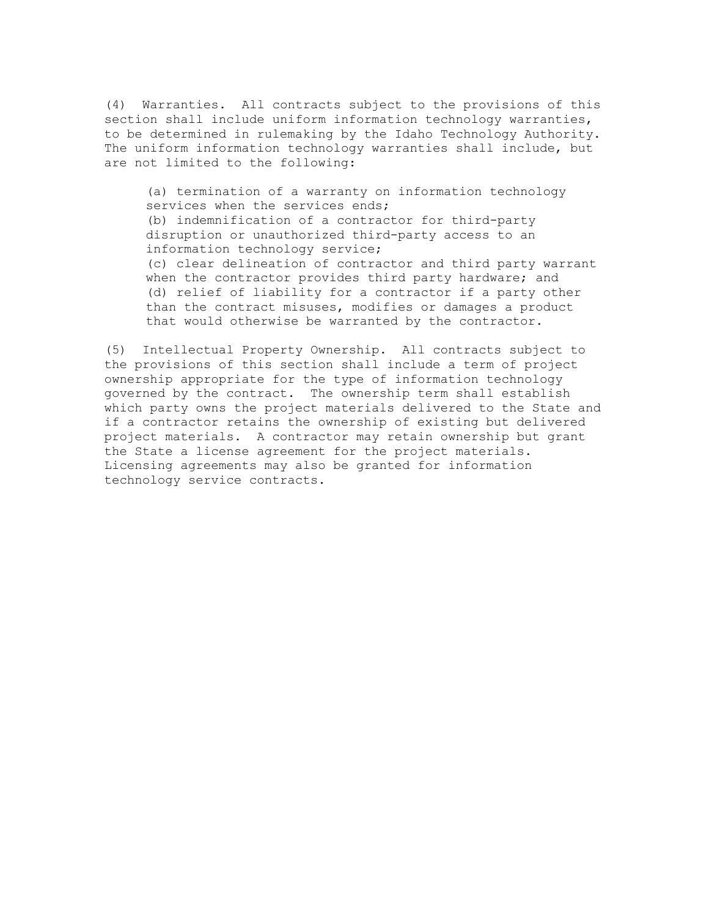(4) Warranties. All contracts subject to the provisions of this section shall include uniform information technology warranties, to be determined in rulemaking by the Idaho Technology Authority. The uniform information technology warranties shall include, but are not limited to the following:

(a) termination of a warranty on information technology services when the services ends;
(b) indemnification of a contractor for third-party disruption or unauthorized third-party access to an information technology service;
(c) clear delineation of contractor and third party warrant when the contractor provides third party hardware; and
(d) relief of liability for a contractor if a party other than the contract misuses, modifies or damages a product that would otherwise be warranted by the contractor.

(5) Intellectual Property Ownership. All contracts subject to the provisions of this section shall include a term of project ownership appropriate for the type of information technology governed by the contract. The ownership term shall establish which party owns the project materials delivered to the State and if a contractor retains the ownership of existing but delivered project materials. A contractor may retain ownership but grant the State a license agreement for the project materials. Licensing agreements may also be granted for information technology service contracts.